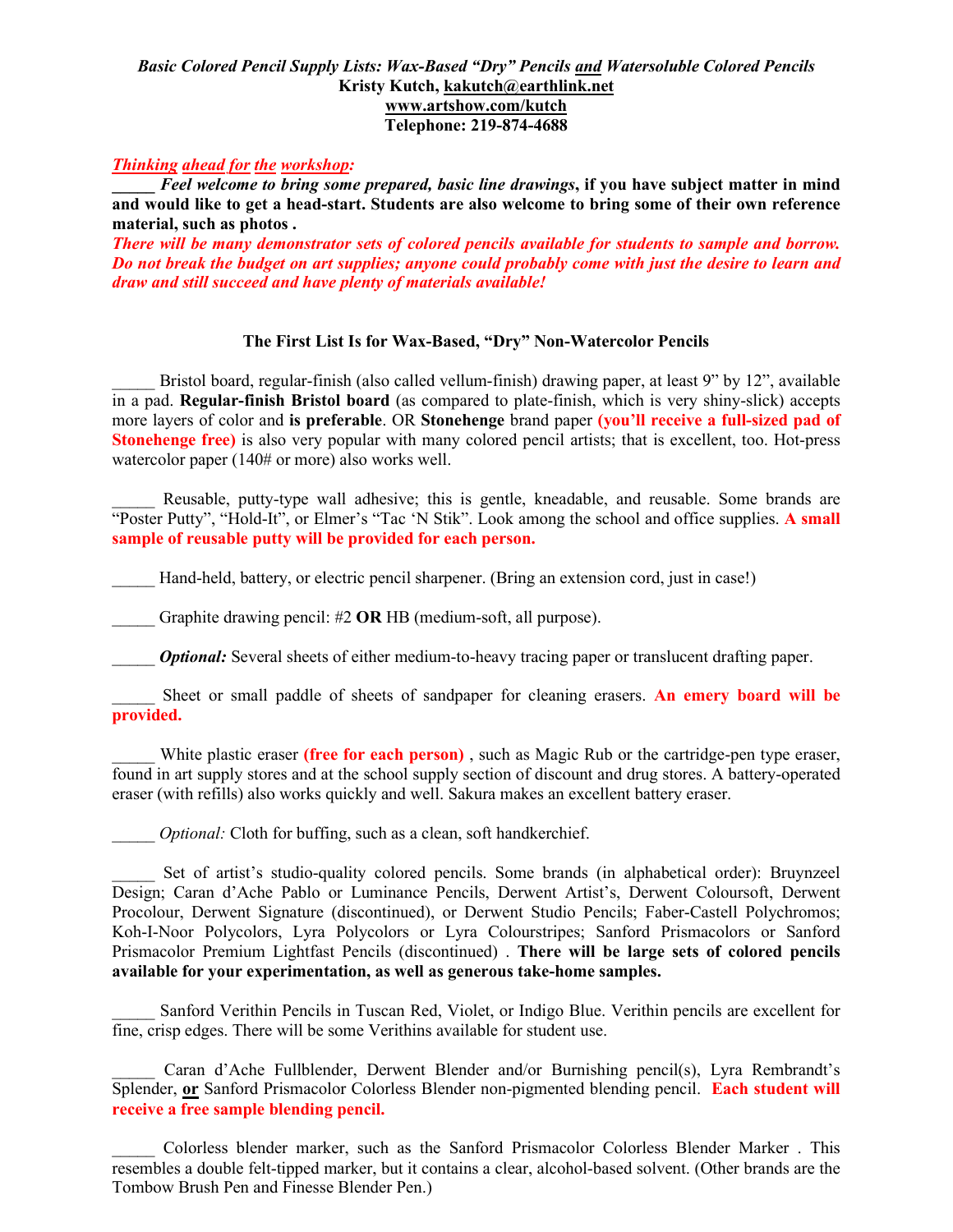*Basic Colored Pencil Supply Lists: Wax-Based "Dry" Pencils and Watersoluble Colored Pencils*

**Kristy Kutch, kakutch@earthlink.net**

**www.artshow.com/kutch**

**Telephone: 219-874-4688**

***Thinking ahead for the workshop:***

**_____ *Feel welcome to bring some prepared, basic line drawings*, if you have subject matter in mind and would like to get a head-start. Students are also welcome to bring some of their own reference material, such as photos .**

***There will be many demonstrator sets of colored pencils available for students to sample and borrow. Do not break the budget on art supplies; anyone could probably come with just the desire to learn and draw and still succeed and have plenty of materials available!***

### The First List Is for Wax-Based, "Dry" Non-Watercolor Pencils

_____ Bristol board, regular-finish (also called vellum-finish) drawing paper, at least 9" by 12", available in a pad. **Regular-finish Bristol board** (as compared to plate-finish, which is very shiny-slick) accepts more layers of color and **is preferable**. OR **Stonehenge** brand paper **(you'll receive a full-sized pad of Stonehenge free)** is also very popular with many colored pencil artists; that is excellent, too. Hot-press watercolor paper (140# or more) also works well.

_____ Reusable, putty-type wall adhesive; this is gentle, kneadable, and reusable. Some brands are "Poster Putty", "Hold-It", or Elmer's "Tac 'N Stik". Look among the school and office supplies. **A small sample of reusable putty will be provided for each person.**

_____ Hand-held, battery, or electric pencil sharpener. (Bring an extension cord, just in case!)

_____ Graphite drawing pencil: #2 **OR** HB (medium-soft, all purpose).

_____ ***Optional:*** Several sheets of either medium-to-heavy tracing paper or translucent drafting paper.

_____ Sheet or small paddle of sheets of sandpaper for cleaning erasers. **An emery board will be provided.**

_____ White plastic eraser **(free for each person)** , such as Magic Rub or the cartridge-pen type eraser, found in art supply stores and at the school supply section of discount and drug stores. A battery-operated eraser (with refills) also works quickly and well. Sakura makes an excellent battery eraser.

_____ *Optional:* Cloth for buffing, such as a clean, soft handkerchief.

_____ Set of artist's studio-quality colored pencils. Some brands (in alphabetical order): Bruynzeel Design; Caran d'Ache Pablo or Luminance Pencils, Derwent Artist's, Derwent Coloursoft, Derwent Procolour, Derwent Signature (discontinued), or Derwent Studio Pencils; Faber-Castell Polychromos; Koh-I-Noor Polycolors, Lyra Polycolors or Lyra Colourstripes; Sanford Prismacolors or Sanford Prismacolor Premium Lightfast Pencils (discontinued) . **There will be large sets of colored pencils available for your experimentation, as well as generous take-home samples.**

_____ Sanford Verithin Pencils in Tuscan Red, Violet, or Indigo Blue. Verithin pencils are excellent for fine, crisp edges. There will be some Verithins available for student use.

_____ Caran d'Ache Fullblender, Derwent Blender and/or Burnishing pencil(s), Lyra Rembrandt's Splender, **or** Sanford Prismacolor Colorless Blender non-pigmented blending pencil. **Each student will receive a free sample blending pencil.**

_____ Colorless blender marker, such as the Sanford Prismacolor Colorless Blender Marker . This resembles a double felt-tipped marker, but it contains a clear, alcohol-based solvent. (Other brands are the Tombow Brush Pen and Finesse Blender Pen.)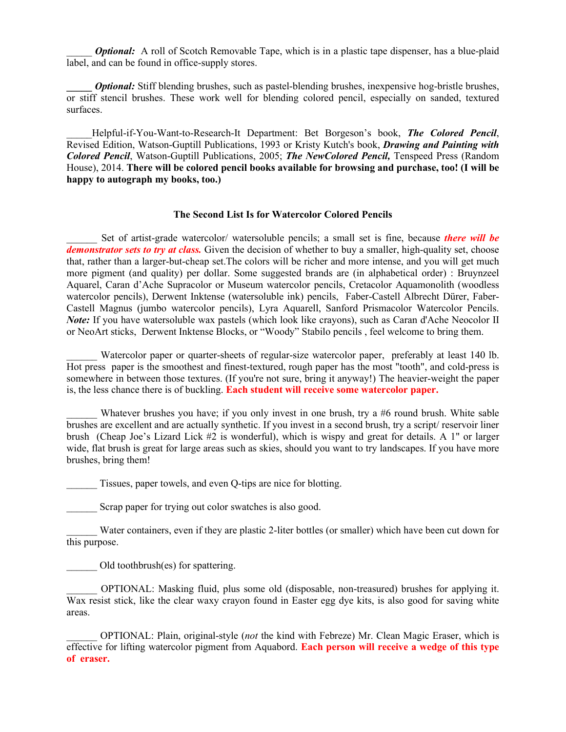_____ ***Optional:*** A roll of Scotch Removable Tape, which is in a plastic tape dispenser, has a blue-plaid label, and can be found in office-supply stores.

_____ ***Optional:*** Stiff blending brushes, such as pastel-blending brushes, inexpensive hog-bristle brushes, or stiff stencil brushes. These work well for blending colored pencil, especially on sanded, textured surfaces.

_____Helpful-if-You-Want-to-Research-It Department: Bet Borgeson's book, ***The Colored Pencil***, Revised Edition, Watson-Guptill Publications, 1993 or Kristy Kutch's book, ***Drawing and Painting with Colored Pencil***, Watson-Guptill Publications, 2005; ***The NewColored Pencil,*** Tenspeed Press (Random House), 2014. **There will be colored pencil books available for browsing and purchase, too! (I will be happy to autograph my books, too.)**

**The Second List Is for Watercolor Colored Pencils**

______ Set of artist-grade watercolor/ watersoluble pencils; a small set is fine, because ***there will be demonstrator sets to try at class.*** Given the decision of whether to buy a smaller, high-quality set, choose that, rather than a larger-but-cheap set.The colors will be richer and more intense, and you will get much more pigment (and quality) per dollar. Some suggested brands are (in alphabetical order) : Bruynzeel Aquarel, Caran d'Ache Supracolor or Museum watercolor pencils, Cretacolor Aquamonolith (woodless watercolor pencils), Derwent Inktense (watersoluble ink) pencils, Faber-Castell Albrecht Dürer, Faber-Castell Magnus (jumbo watercolor pencils), Lyra Aquarell, Sanford Prismacolor Watercolor Pencils. ***Note:*** If you have watersoluble wax pastels (which look like crayons), such as Caran d'Ache Neocolor II or NeoArt sticks, Derwent Inktense Blocks, or "Woody" Stabilo pencils , feel welcome to bring them.

______ Watercolor paper or quarter-sheets of regular-size watercolor paper, preferably at least 140 lb. Hot press paper is the smoothest and finest-textured, rough paper has the most "tooth", and cold-press is somewhere in between those textures. (If you're not sure, bring it anyway!) The heavier-weight the paper is, the less chance there is of buckling. **Each student will receive some watercolor paper.**

______ Whatever brushes you have; if you only invest in one brush, try a #6 round brush. White sable brushes are excellent and are actually synthetic. If you invest in a second brush, try a script/ reservoir liner brush (Cheap Joe's Lizard Lick #2 is wonderful), which is wispy and great for details. A 1" or larger wide, flat brush is great for large areas such as skies, should you want to try landscapes. If you have more brushes, bring them!

______ Tissues, paper towels, and even Q-tips are nice for blotting.

______ Scrap paper for trying out color swatches is also good.

______ Water containers, even if they are plastic 2-liter bottles (or smaller) which have been cut down for this purpose.

______ Old toothbrush(es) for spattering.

______ OPTIONAL: Masking fluid, plus some old (disposable, non-treasured) brushes for applying it. Wax resist stick, like the clear waxy crayon found in Easter egg dye kits, is also good for saving white areas.

______ OPTIONAL: Plain, original-style (*not* the kind with Febreze) Mr. Clean Magic Eraser, which is effective for lifting watercolor pigment from Aquabord. **Each person will receive a wedge of this type of eraser.**